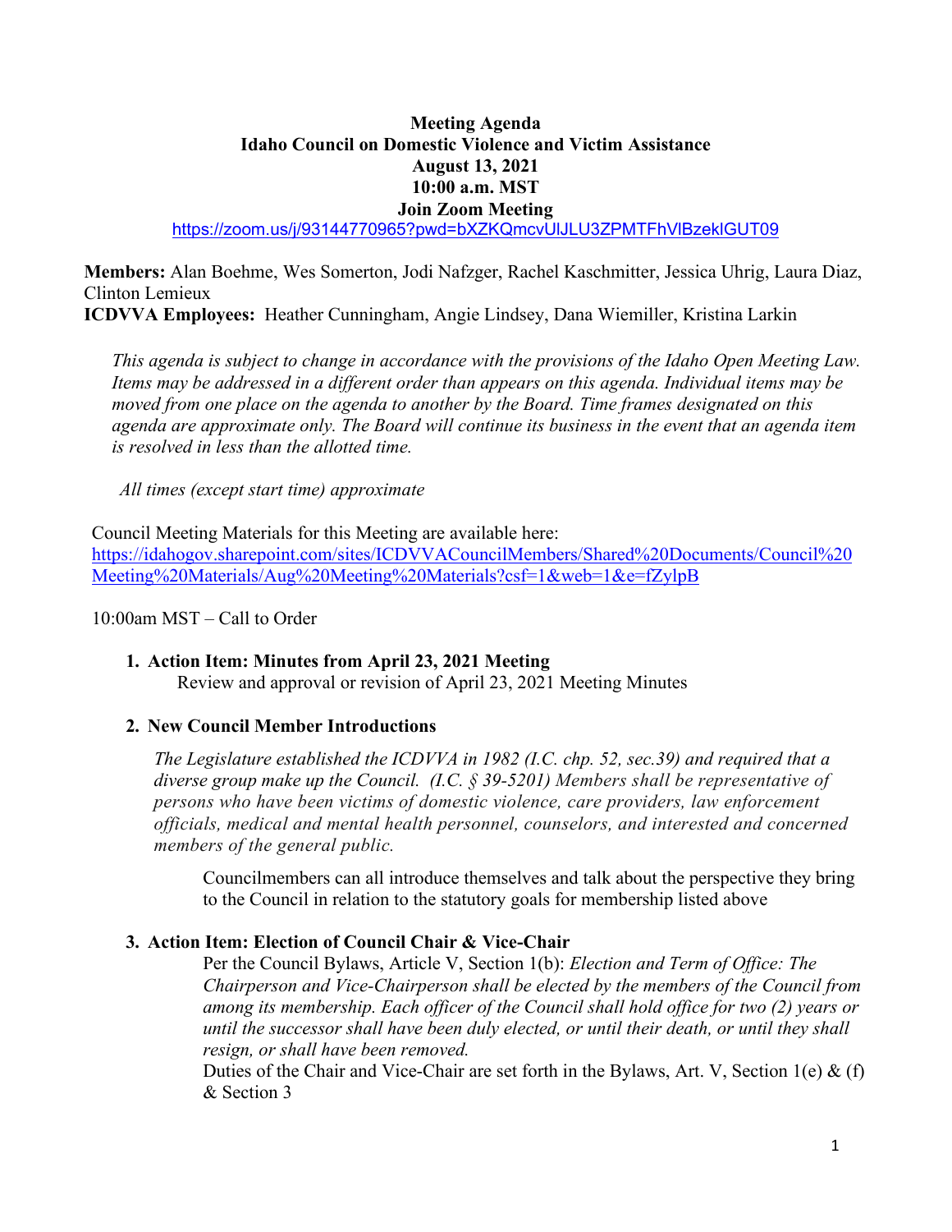**Meeting Agenda**
**Idaho Council on Domestic Violence and Victim Assistance**
**August 13, 2021**
**10:00 a.m. MST**
**Join Zoom Meeting**
https://zoom.us/j/93144770965?pwd=bXZKQmcvUlJLU3ZPMTFhVlBzeklGUT09

**Members:** Alan Boehme, Wes Somerton, Jodi Nafzger, Rachel Kaschmitter, Jessica Uhrig, Laura Diaz, Clinton Lemieux
**ICDVVA Employees:** Heather Cunningham, Angie Lindsey, Dana Wiemiller, Kristina Larkin

*This agenda is subject to change in accordance with the provisions of the Idaho Open Meeting Law. Items may be addressed in a different order than appears on this agenda. Individual items may be moved from one place on the agenda to another by the Board. Time frames designated on this agenda are approximate only. The Board will continue its business in the event that an agenda item is resolved in less than the allotted time.*

*All times (except start time) approximate*

Council Meeting Materials for this Meeting are available here:
https://idahogov.sharepoint.com/sites/ICDVVACouncilMembers/Shared%20Documents/Council%20Meeting%20Materials/Aug%20Meeting%20Materials?csf=1&web=1&e=fZylpB

10:00am MST – Call to Order

1. **Action Item: Minutes from April 23, 2021 Meeting**
   Review and approval or revision of April 23, 2021 Meeting Minutes

2. **New Council Member Introductions**

   *The Legislature established the ICDVVA in 1982 (I.C. chp. 52, sec.39) and required that a diverse group make up the Council. (I.C. § 39-5201) Members shall be representative of persons who have been victims of domestic violence, care providers, law enforcement officials, medical and mental health personnel, counselors, and interested and concerned members of the general public.*

   Councilmembers can all introduce themselves and talk about the perspective they bring to the Council in relation to the statutory goals for membership listed above

3. **Action Item: Election of Council Chair & Vice-Chair**
   Per the Council Bylaws, Article V, Section 1(b): *Election and Term of Office: The Chairperson and Vice-Chairperson shall be elected by the members of the Council from among its membership. Each officer of the Council shall hold office for two (2) years or until the successor shall have been duly elected, or until their death, or until they shall resign, or shall have been removed.*
   Duties of the Chair and Vice-Chair are set forth in the Bylaws, Art. V, Section 1(e) & (f) & Section 3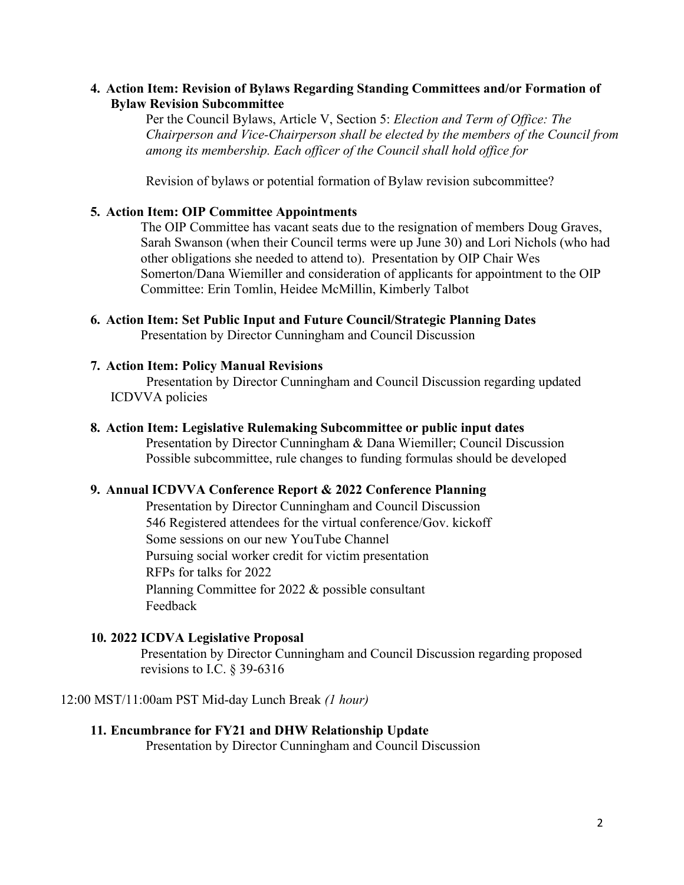4. **Action Item: Revision of Bylaws Regarding Standing Committees and/or Formation of Bylaw Revision Subcommittee**

   Per the Council Bylaws, Article V, Section 5: *Election and Term of Office: The Chairperson and Vice-Chairperson shall be elected by the members of the Council from among its membership. Each officer of the Council shall hold office for*

   Revision of bylaws or potential formation of Bylaw revision subcommittee?

5. **Action Item: OIP Committee Appointments**

   The OIP Committee has vacant seats due to the resignation of members Doug Graves, Sarah Swanson (when their Council terms were up June 30) and Lori Nichols (who had other obligations she needed to attend to). Presentation by OIP Chair Wes Somerton/Dana Wiemiller and consideration of applicants for appointment to the OIP Committee: Erin Tomlin, Heidee McMillin, Kimberly Talbot

6. **Action Item: Set Public Input and Future Council/Strategic Planning Dates**

   Presentation by Director Cunningham and Council Discussion

7. **Action Item: Policy Manual Revisions**

   Presentation by Director Cunningham and Council Discussion regarding updated ICDVVA policies

8. **Action Item: Legislative Rulemaking Subcommittee or public input dates**

   Presentation by Director Cunningham & Dana Wiemiller; Council Discussion
   Possible subcommittee, rule changes to funding formulas should be developed

9. **Annual ICDVVA Conference Report & 2022 Conference Planning**

   Presentation by Director Cunningham and Council Discussion
   546 Registered attendees for the virtual conference/Gov. kickoff
   Some sessions on our new YouTube Channel
   Pursuing social worker credit for victim presentation
   RFPs for talks for 2022
   Planning Committee for 2022 & possible consultant
   Feedback

10. **2022 ICDVA Legislative Proposal**

    Presentation by Director Cunningham and Council Discussion regarding proposed revisions to I.C. § 39-6316

12:00 MST/11:00am PST Mid-day Lunch Break *(1 hour)*

11. **Encumbrance for FY21 and DHW Relationship Update**

    Presentation by Director Cunningham and Council Discussion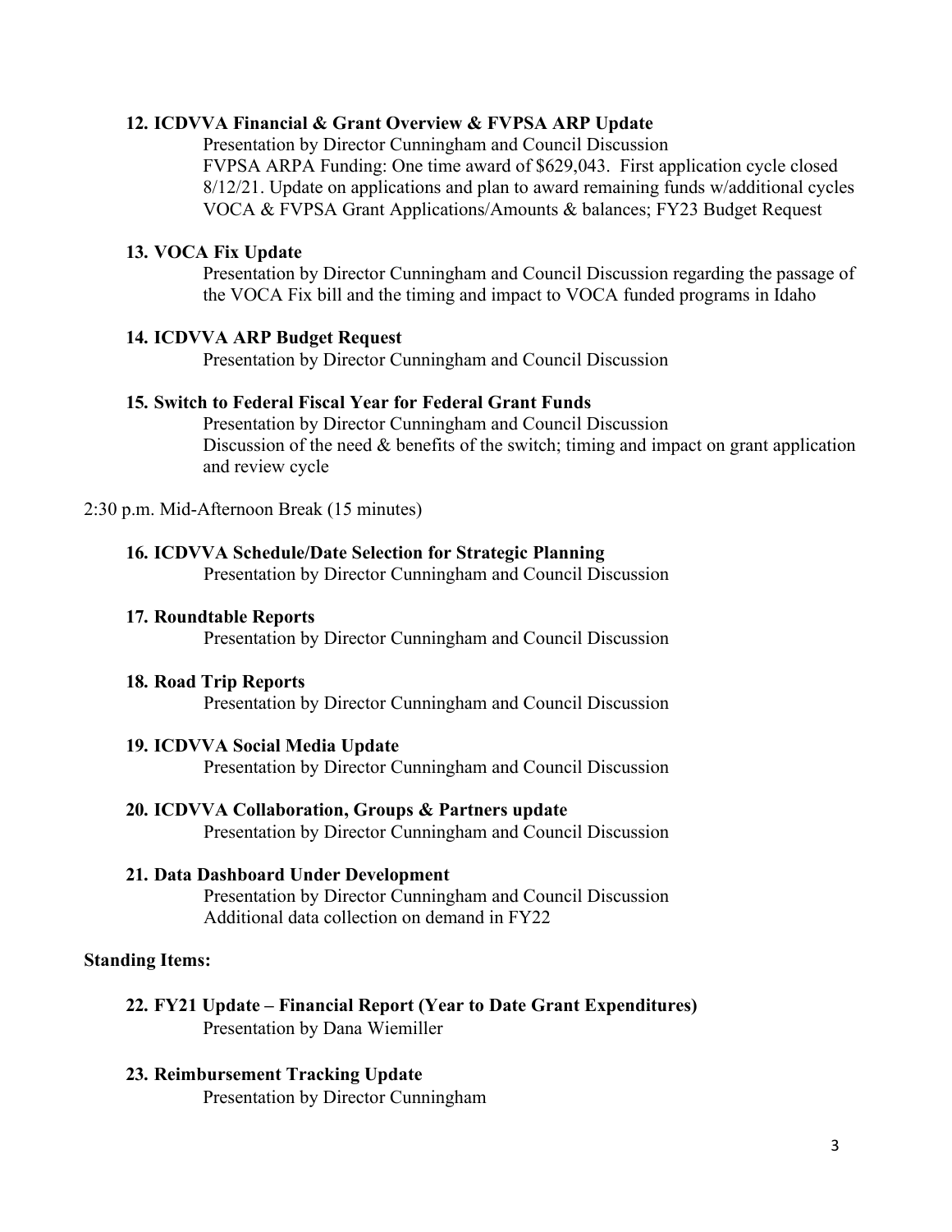**12. ICDVVA Financial & Grant Overview & FVPSA ARP Update**

Presentation by Director Cunningham and Council Discussion
FVPSA ARPA Funding: One time award of $629,043. First application cycle closed 8/12/21. Update on applications and plan to award remaining funds w/additional cycles
VOCA & FVPSA Grant Applications/Amounts & balances; FY23 Budget Request

**13. VOCA Fix Update**

Presentation by Director Cunningham and Council Discussion regarding the passage of the VOCA Fix bill and the timing and impact to VOCA funded programs in Idaho

**14. ICDVVA ARP Budget Request**

Presentation by Director Cunningham and Council Discussion

**15. Switch to Federal Fiscal Year for Federal Grant Funds**

Presentation by Director Cunningham and Council Discussion
Discussion of the need & benefits of the switch; timing and impact on grant application and review cycle

2:30 p.m. Mid-Afternoon Break (15 minutes)

**16. ICDVVA Schedule/Date Selection for Strategic Planning**

Presentation by Director Cunningham and Council Discussion

**17. Roundtable Reports**

Presentation by Director Cunningham and Council Discussion

**18. Road Trip Reports**

Presentation by Director Cunningham and Council Discussion

**19. ICDVVA Social Media Update**

Presentation by Director Cunningham and Council Discussion

**20. ICDVVA Collaboration, Groups & Partners update**

Presentation by Director Cunningham and Council Discussion

**21. Data Dashboard Under Development**

Presentation by Director Cunningham and Council Discussion
Additional data collection on demand in FY22

**Standing Items:**

**22. FY21 Update – Financial Report (Year to Date Grant Expenditures)**

Presentation by Dana Wiemiller

**23. Reimbursement Tracking Update**

Presentation by Director Cunningham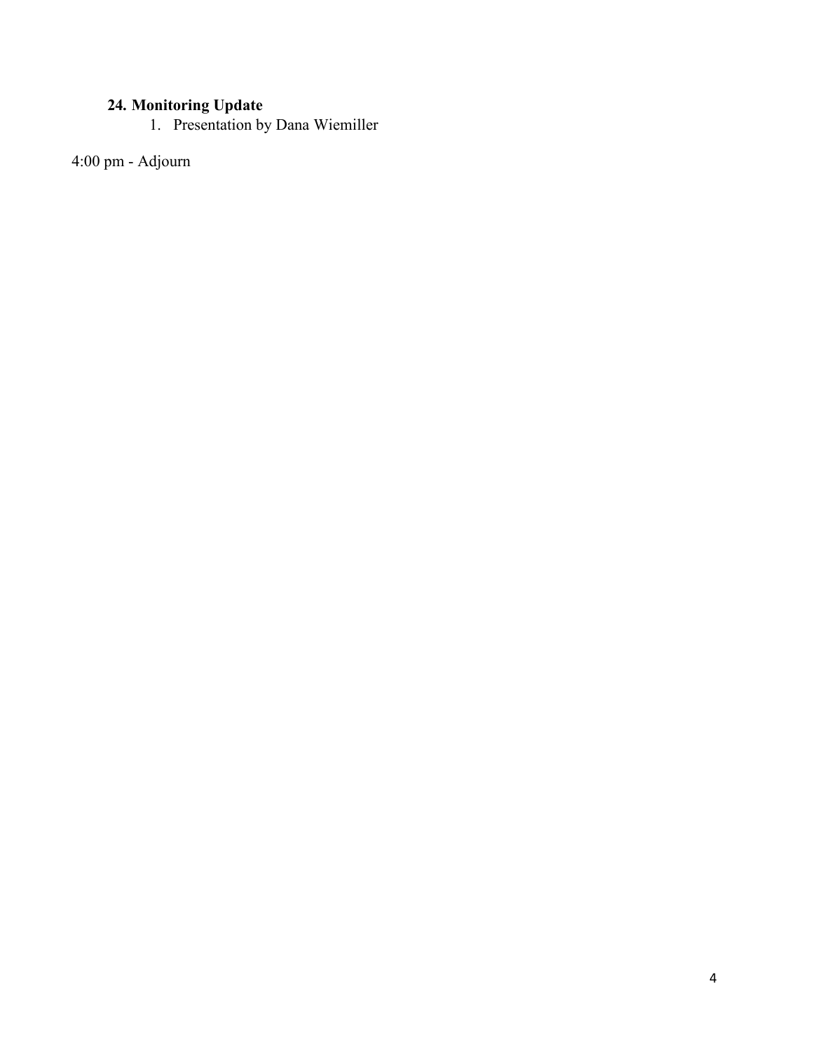**24. Monitoring Update**

1. Presentation by Dana Wiemiller

4:00 pm - Adjourn